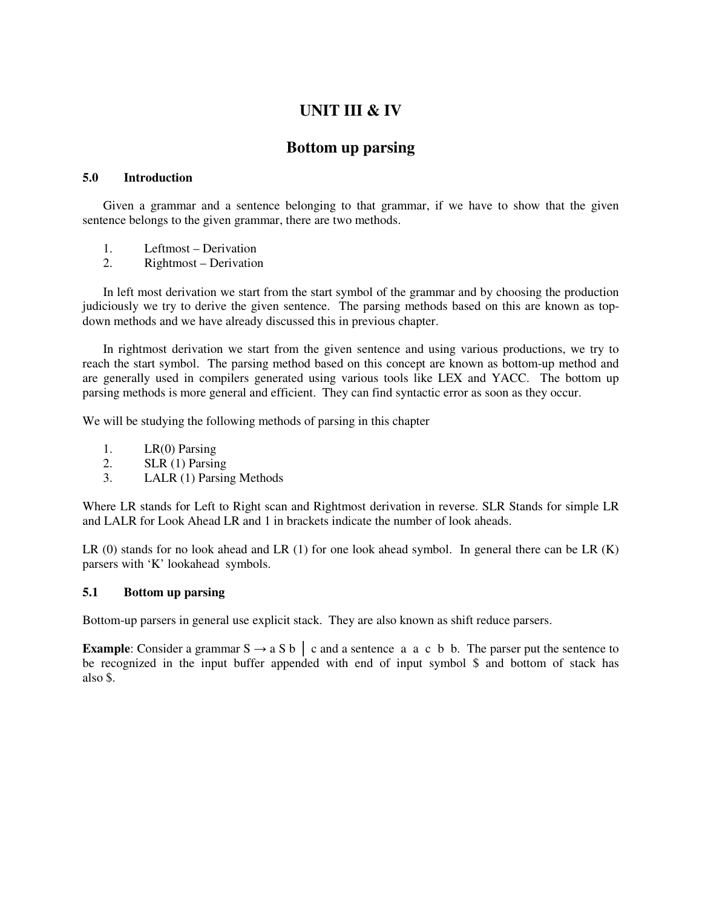# UNIT III & IV

## Bottom up parsing

### 5.0 Introduction

Given a grammar and a sentence belonging to that grammar, if we have to show that the given sentence belongs to the given grammar, there are two methods.

1. Leftmost – Derivation
2. Rightmost – Derivation

In left most derivation we start from the start symbol of the grammar and by choosing the production judiciously we try to derive the given sentence. The parsing methods based on this are known as top-down methods and we have already discussed this in previous chapter.

In rightmost derivation we start from the given sentence and using various productions, we try to reach the start symbol. The parsing method based on this concept are known as bottom-up method and are generally used in compilers generated using various tools like LEX and YACC. The bottom up parsing methods is more general and efficient. They can find syntactic error as soon as they occur.

We will be studying the following methods of parsing in this chapter

1. LR(0) Parsing
2. SLR (1) Parsing
3. LALR (1) Parsing Methods

Where LR stands for Left to Right scan and Rightmost derivation in reverse. SLR Stands for simple LR and LALR for Look Ahead LR and 1 in brackets indicate the number of look aheads.

LR (0) stands for no look ahead and LR (1) for one look ahead symbol. In general there can be LR (K) parsers with 'K' lookahead symbols.

### 5.1 Bottom up parsing

Bottom-up parsers in general use explicit stack. They are also known as shift reduce parsers.

**Example**: Consider a grammar $S \rightarrow a\ S\ b \mid c$ and a sentence a a c b b. The parser put the sentence to be recognized in the input buffer appended with end of input symbol $ and bottom of stack has also $.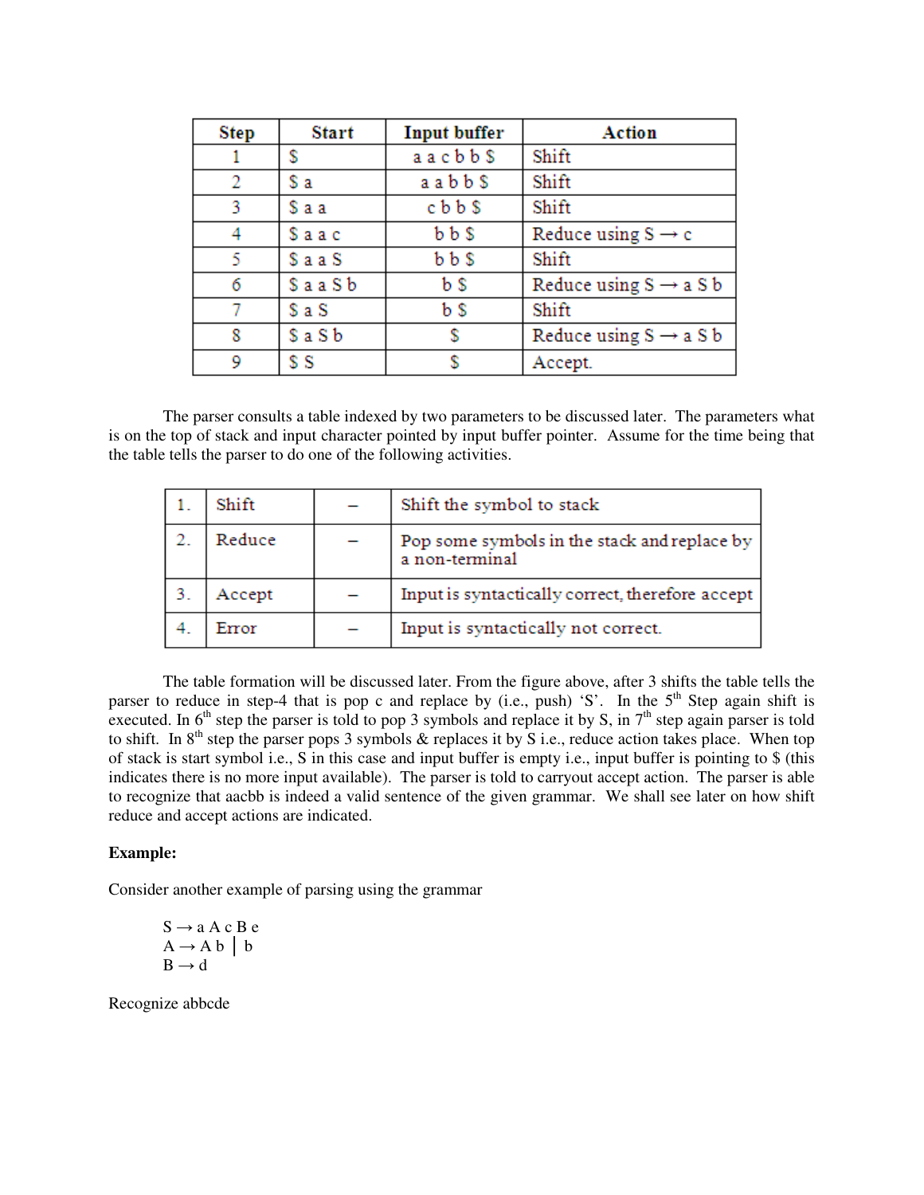| Step | Start | Input buffer | Action |
|---|---|---|---|
| 1 | $ | a a c b b $ | Shift |
| 2 | $ a | a a b b $ | Shift |
| 3 | $ a a | c b b $ | Shift |
| 4 | $ a a c | b b $ | Reduce using S → c |
| 5 | $ a a S | b b $ | Shift |
| 6 | $ a a S b | b $ | Reduce using S → a S b |
| 7 | $ a S | b $ | Shift |
| 8 | $ a S b | $ | Reduce using S → a S b |
| 9 | $ S | $ | Accept. |

The parser consults a table indexed by two parameters to be discussed later. The parameters what is on the top of stack and input character pointed by input buffer pointer. Assume for the time being that the table tells the parser to do one of the following activities.

| | | | |
|---|---|---|---|
| 1. | Shift | – | Shift the symbol to stack |
| 2. | Reduce | – | Pop some symbols in the stack and replace by a non-terminal |
| 3. | Accept | – | Input is syntactically correct, therefore accept |
| 4. | Error | – | Input is syntactically not correct. |

The table formation will be discussed later. From the figure above, after 3 shifts the table tells the parser to reduce in step-4 that is pop c and replace by (i.e., push) 'S'. In the 5th Step again shift is executed. In 6th step the parser is told to pop 3 symbols and replace it by S, in 7th step again parser is told to shift. In 8th step the parser pops 3 symbols & replaces it by S i.e., reduce action takes place. When top of stack is start symbol i.e., S in this case and input buffer is empty i.e., input buffer is pointing to $ (this indicates there is no more input available). The parser is told to carryout accept action. The parser is able to recognize that aacbb is indeed a valid sentence of the given grammar. We shall see later on how shift reduce and accept actions are indicated.

**Example:**

Consider another example of parsing using the grammar

S → a A c B e  
A → A b | b  
B → d

Recognize abbcde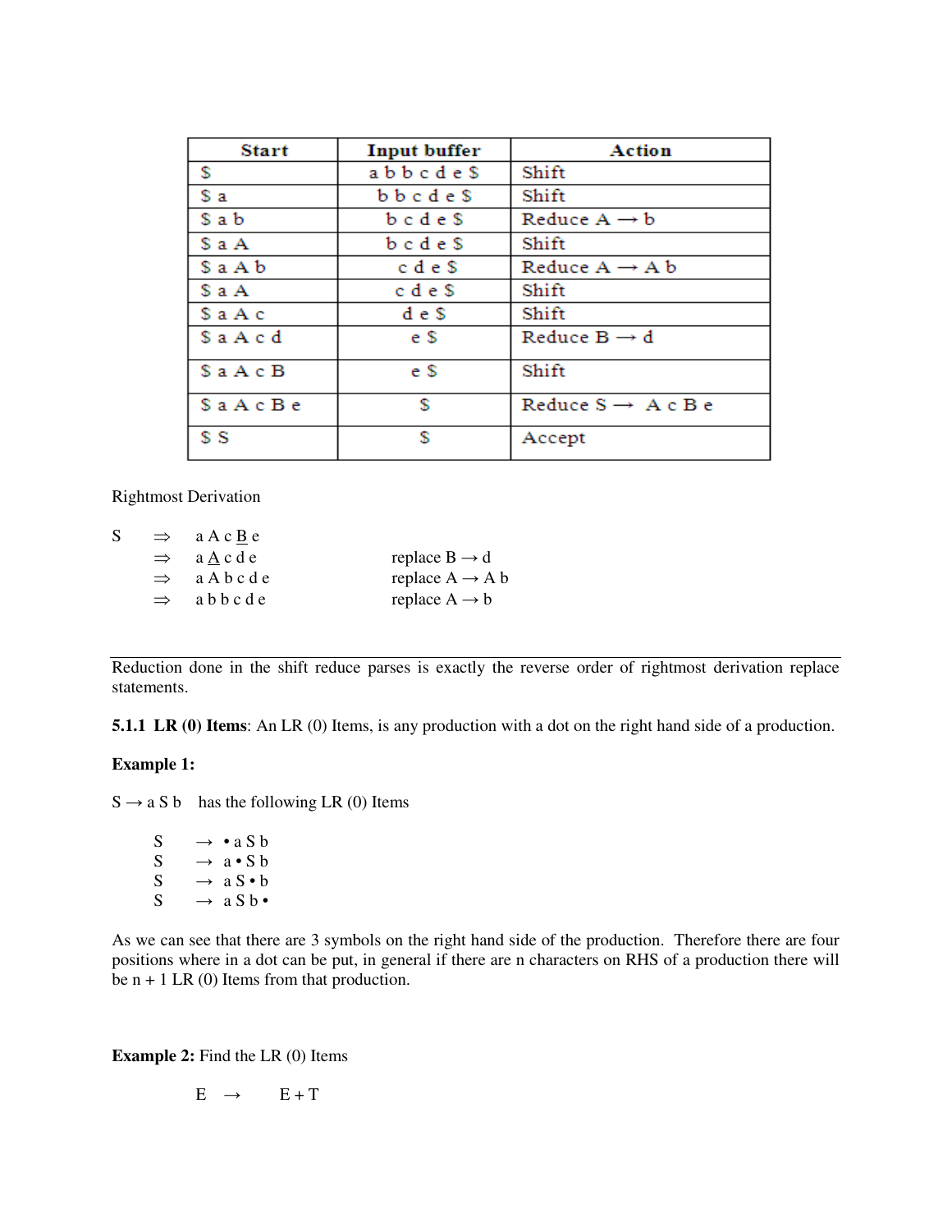| Start | Input buffer | Action |
|---|---|---|
| $ | a b b c d e $ | Shift |
| $ a | b b c d e $ | Shift |
| $ a b | b c d e $ | Reduce A → b |
| $ a A | b c d e $ | Shift |
| $ a A b | c d e $ | Reduce A → A b |
| $ a A | c d e $ | Shift |
| $ a A c | d e $ | Shift |
| $ a A c d | e $ | Reduce B → d |
| $ a A c B | e $ | Shift |
| $ a A c B e | $ | Reduce S → A c B e |
| $ S | $ | Accept |

Rightmost Derivation

| | | | |
|---|---|---|---|
| S | ⇒ | a A c <u>B</u> e | |
| | ⇒ | a <u>A</u> c d e | replace B → d |
| | ⇒ | a A b c d e | replace A → A b |
| | ⇒ | a b b c d e | replace A → b |

---

Reduction done in the shift reduce parses is exactly the reverse order of rightmost derivation replace statements.

**5.1.1 LR (0) Items**: An LR (0) Items, is any production with a dot on the right hand side of a production.

**Example 1:**

S → a S b has the following LR (0) Items

S → • a S b
S → a • S b
S → a S • b
S → a S b •

As we can see that there are 3 symbols on the right hand side of the production. Therefore there are four positions where in a dot can be put, in general if there are n characters on RHS of a production there will be n + 1 LR (0) Items from that production.

**Example 2:** Find the LR (0) Items

E → E + T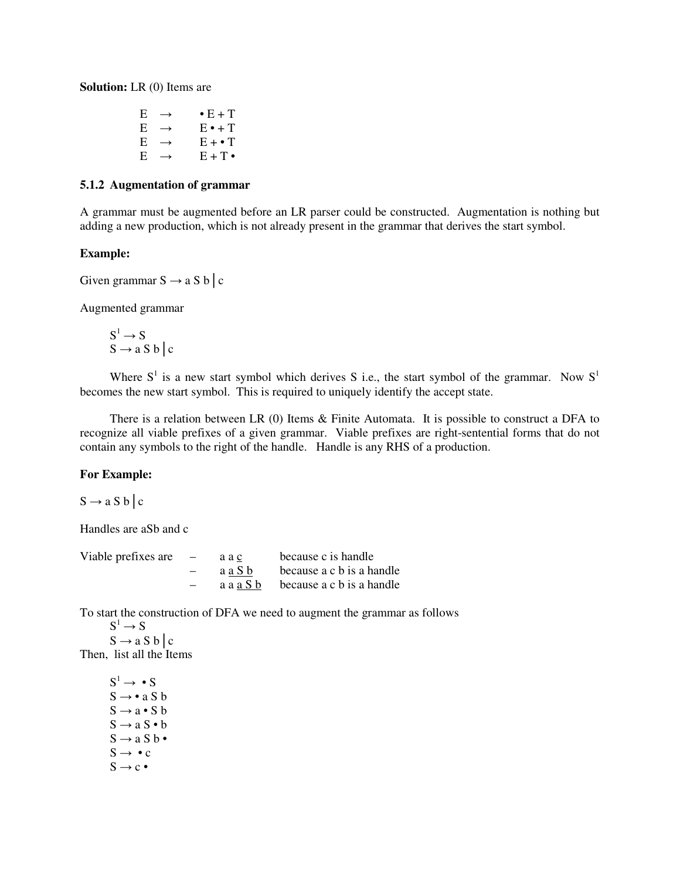**Solution:** LR (0) Items are

E → • E + T
E → E • + T
E → E + • T
E → E + T •

### 5.1.2 Augmentation of grammar

A grammar must be augmented before an LR parser could be constructed. Augmentation is nothing but adding a new production, which is not already present in the grammar that derives the start symbol.

**Example:**

Given grammar S → a S b | c

Augmented grammar

$S^1$ → S
S → a S b | c

Where $S^1$ is a new start symbol which derives S i.e., the start symbol of the grammar. Now $S^1$ becomes the new start symbol. This is required to uniquely identify the accept state.

There is a relation between LR (0) Items & Finite Automata. It is possible to construct a DFA to recognize all viable prefixes of a given grammar. Viable prefixes are right-sentential forms that do not contain any symbols to the right of the handle. Handle is any RHS of a production.

**For Example:**

S → a S b | c

Handles are aSb and c

| Viable prefixes are | – | a a <u>c</u> | because c is handle |
|---|---|---|---|
| | – | a <u>a S b</u> | because a c b is a handle |
| | – | a a <u>a S b</u> | because a c b is a handle |

To start the construction of DFA we need to augment the grammar as follows

$S^1$ → S
S → a S b | c

Then, list all the Items

$S^1$ → • S
S → • a S b
S → a • S b
S → a S • b
S → a S b •
S → • c
S → c •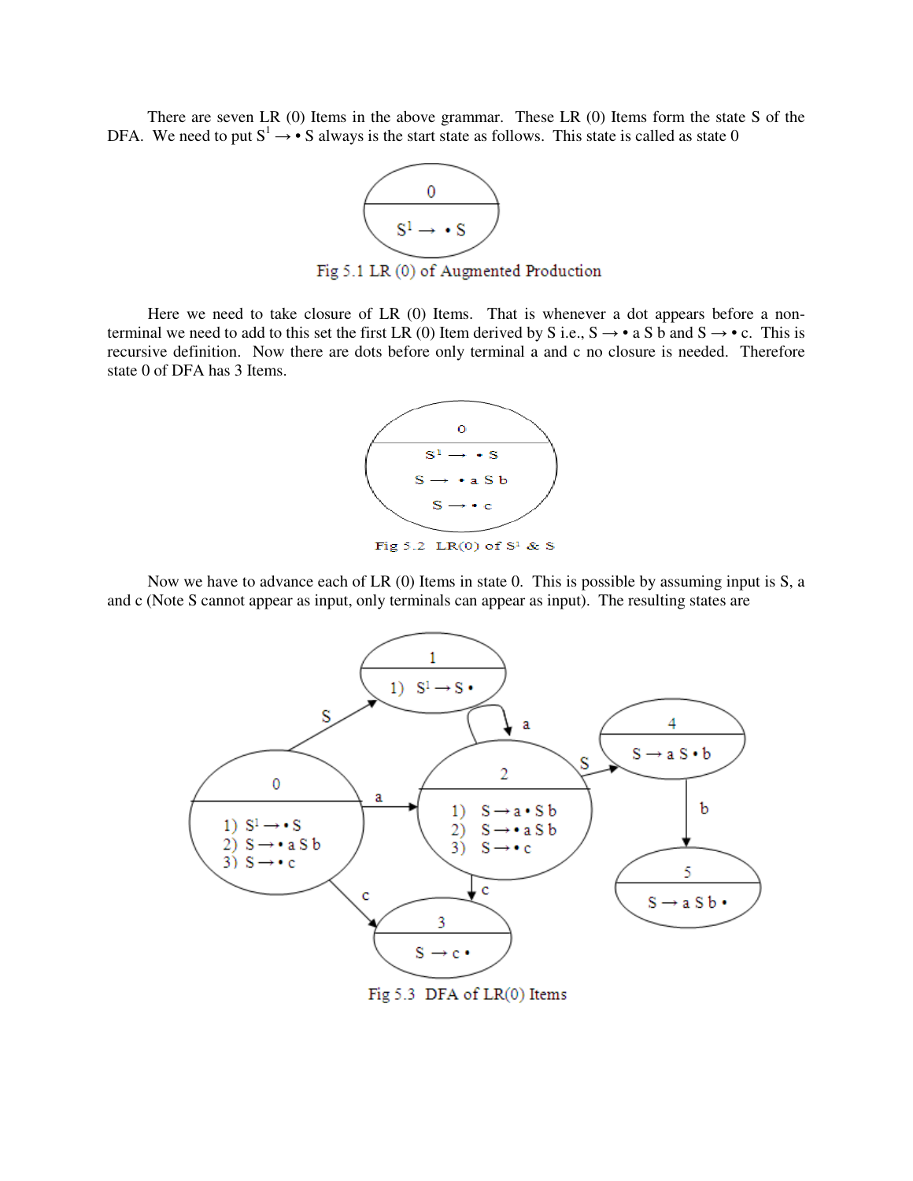There are seven LR (0) Items in the above grammar. These LR (0) Items form the state S of the DFA. We need to put $S^1 \rightarrow \bullet S$ always is the start state as follows. This state is called as state 0

Fig 5.1 LR (0) of Augmented Production

Here we need to take closure of LR (0) Items. That is whenever a dot appears before a non-terminal we need to add to this set the first LR (0) Item derived by S i.e., $S \rightarrow \bullet\, a\, S\, b$ and $S \rightarrow \bullet\, c$. This is recursive definition. Now there are dots before only terminal a and c no closure is needed. Therefore state 0 of DFA has 3 Items.

Fig 5.2 LR(0) of $S^1$ & S

Now we have to advance each of LR (0) Items in state 0. This is possible by assuming input is S, a and c (Note S cannot appear as input, only terminals can appear as input). The resulting states are

Fig 5.3 DFA of LR(0) Items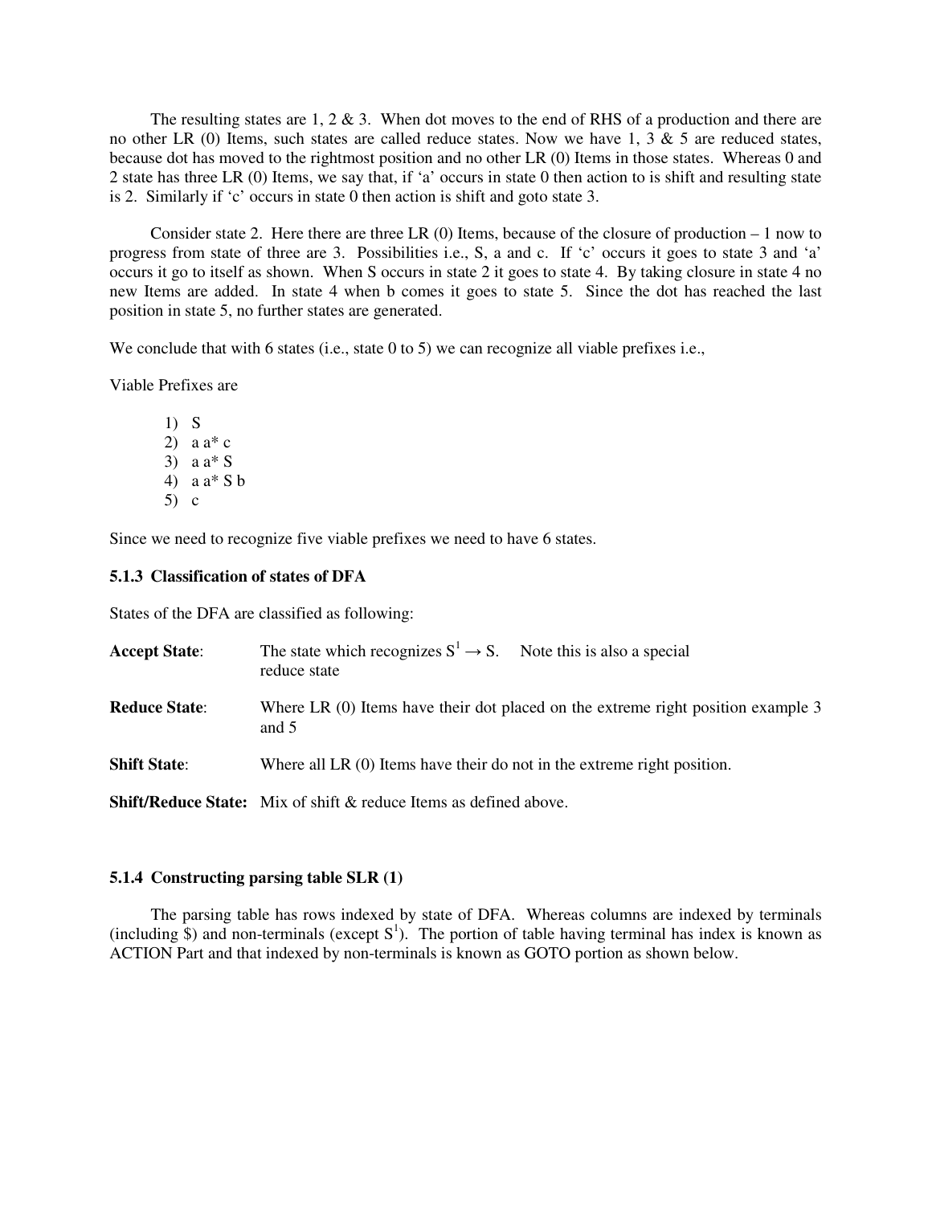The resulting states are 1, 2 & 3. When dot moves to the end of RHS of a production and there are no other LR (0) Items, such states are called reduce states. Now we have 1, 3 & 5 are reduced states, because dot has moved to the rightmost position and no other LR (0) Items in those states. Whereas 0 and 2 state has three LR (0) Items, we say that, if 'a' occurs in state 0 then action to is shift and resulting state is 2. Similarly if 'c' occurs in state 0 then action is shift and goto state 3.

Consider state 2. Here there are three LR (0) Items, because of the closure of production – 1 now to progress from state of three are 3. Possibilities i.e., S, a and c. If 'c' occurs it goes to state 3 and 'a' occurs it go to itself as shown. When S occurs in state 2 it goes to state 4. By taking closure in state 4 no new Items are added. In state 4 when b comes it goes to state 5. Since the dot has reached the last position in state 5, no further states are generated.

We conclude that with 6 states (i.e., state 0 to 5) we can recognize all viable prefixes i.e.,

Viable Prefixes are

1) S
2) a a* c
3) a a* S
4) a a* S b
5) c

Since we need to recognize five viable prefixes we need to have 6 states.

### 5.1.3 Classification of states of DFA

States of the DFA are classified as following:

**Accept State**: The state which recognizes $S^1 \rightarrow S$. Note this is also a special reduce state

**Reduce State**: Where LR (0) Items have their dot placed on the extreme right position example 3 and 5

**Shift State**: Where all LR (0) Items have their do not in the extreme right position.

**Shift/Reduce State:** Mix of shift & reduce Items as defined above.

### 5.1.4 Constructing parsing table SLR (1)

The parsing table has rows indexed by state of DFA. Whereas columns are indexed by terminals (including $) and non-terminals (except $S^1$). The portion of table having terminal has index is known as ACTION Part and that indexed by non-terminals is known as GOTO portion as shown below.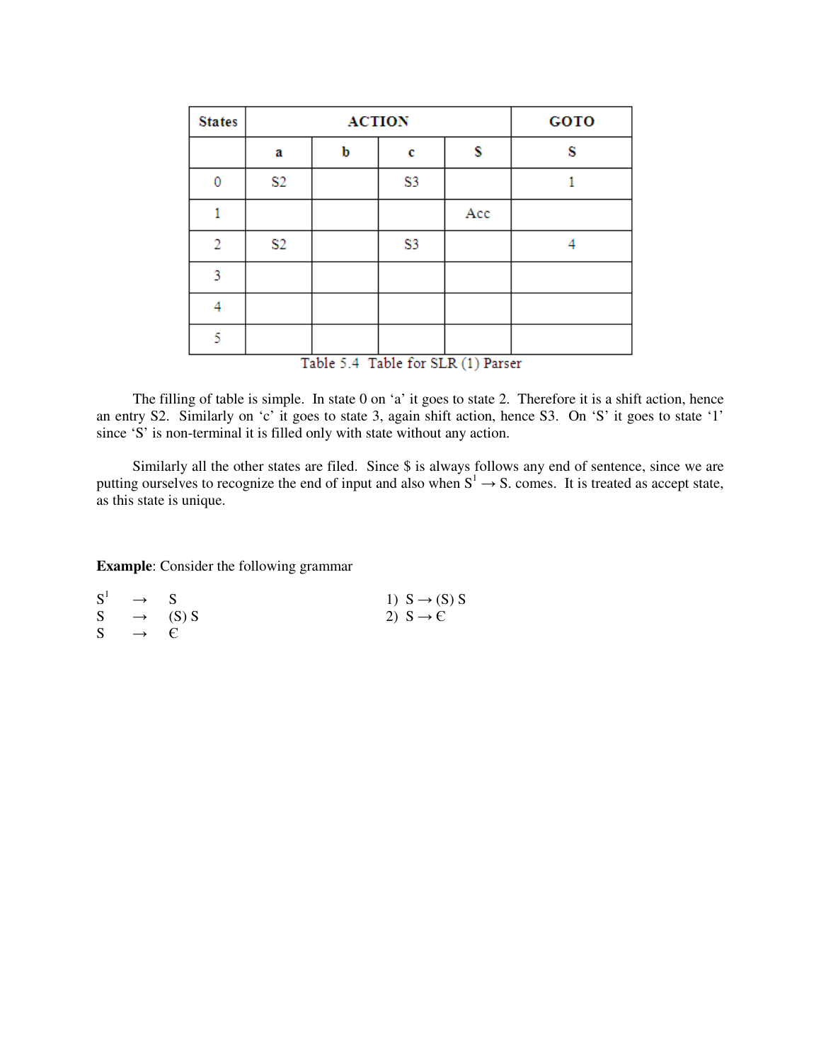| States | ACTION | | | | GOTO |
|---|---|---|---|---|---|
| | a | b | c | $ | S |
| 0 | S2 | | S3 | | 1 |
| 1 | | | | Acc | |
| 2 | S2 | | S3 | | 4 |
| 3 | | | | | |
| 4 | | | | | |
| 5 | | | | | |

Table 5.4 Table for SLR (1) Parser

The filling of table is simple. In state 0 on 'a' it goes to state 2. Therefore it is a shift action, hence an entry S2. Similarly on 'c' it goes to state 3, again shift action, hence S3. On 'S' it goes to state '1' since 'S' is non-terminal it is filled only with state without any action.

Similarly all the other states are filed. Since $ is always follows any end of sentence, since we are putting ourselves to recognize the end of input and also when $S^1 \rightarrow S.$ comes. It is treated as accept state, as this state is unique.

**Example**: Consider the following grammar

$S^1 \rightarrow S$

$S \rightarrow (S)\ S$

$S \rightarrow \epsilon$

1) $S \rightarrow (S)\ S$

2) $S \rightarrow \epsilon$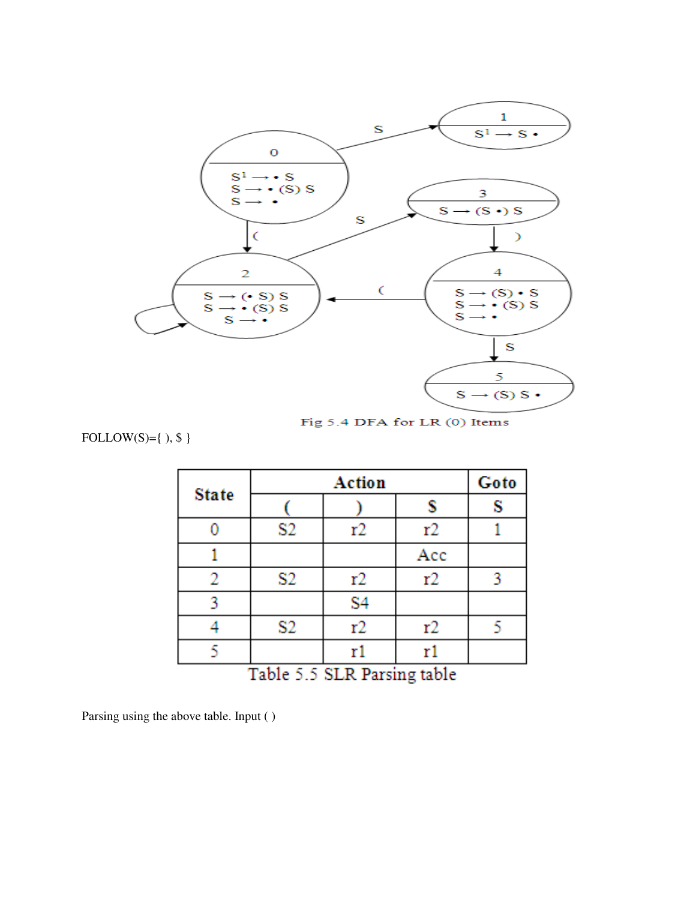Fig 5.4 DFA for LR (0) Items

FOLLOW(S)={ ), $ }

| State | Action | | | Goto |
|---|---|---|---|---|
| | ( | ) | $ | S |
| 0 | S2 | r2 | r2 | 1 |
| 1 | | | Acc | |
| 2 | S2 | r2 | r2 | 3 |
| 3 | | S4 | | |
| 4 | S2 | r2 | r2 | 5 |
| 5 | | r1 | r1 | |

Table 5.5 SLR Parsing table

Parsing using the above table. Input ( )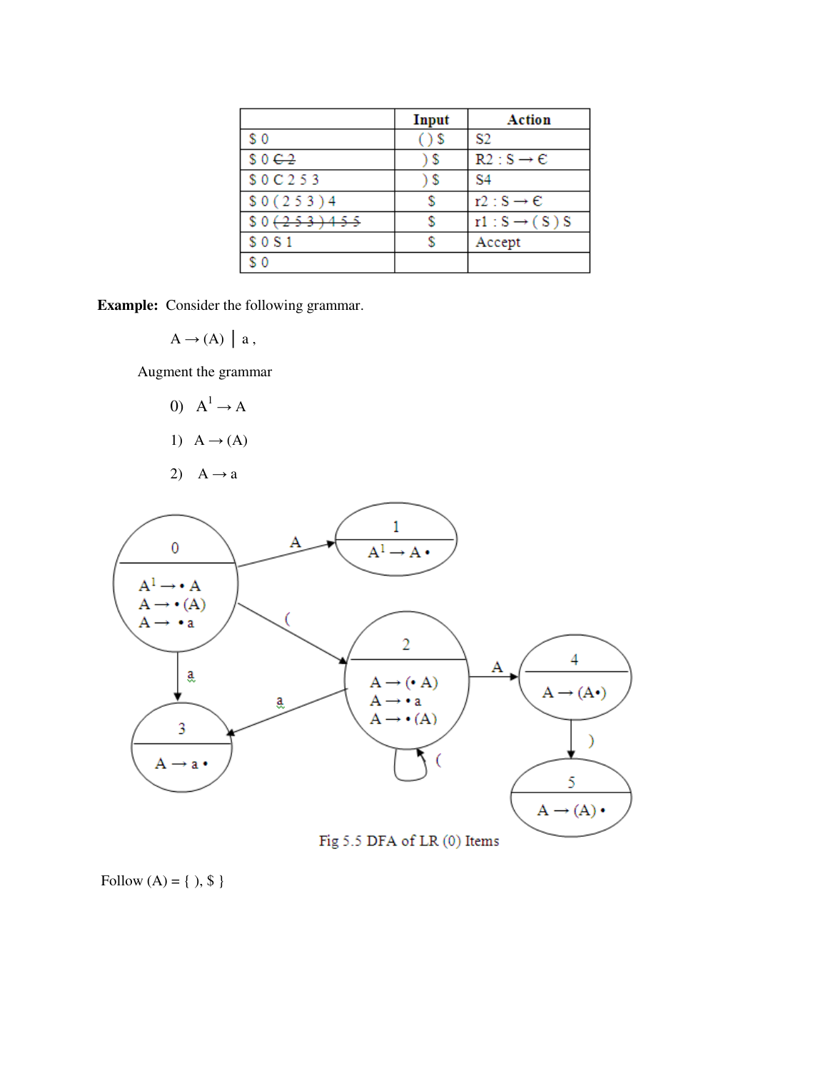| | Input | Action |
|---|---|---|
| $ 0 | ( ) $ | S2 |
| $ 0 ~~C 2~~ | ) $ | R2 : S → Є |
| $ 0 C 2 5 3 | ) $ | S4 |
| $ 0 ( 2 5 3 ) 4 | $ | r2 : S → Є |
| $ 0 ~~( 2 5 3 ) 4 5 5~~ | $ | r1 : S → ( S ) S |
| $ 0 S 1 | $ | Accept |
| $ 0 | | |

**Example:** Consider the following grammar.

A → (A) | a ,

Augment the grammar

0) $A^1$ → A

1) A → (A)

2) A → a

| State | Items |
|---|---|
| 0 | $A^1$ → • A<br>A → • (A)<br>A → • a |
| 1 | $A^1$ → A • |
| 2 | A → (• A)<br>A → • a<br>A → • (A) |
| 3 | A → a • |
| 4 | A → (A•) |
| 5 | A → (A) • |

Transitions: 0 –A→ 1; 0 –(→ 2; 0 –a→ 3; 2 –A→ 4; 2 –a→ 3; 2 –(→ 2; 4 –)→ 5

Fig 5.5 DFA of LR (0) Items

Follow (A) = { ), $ }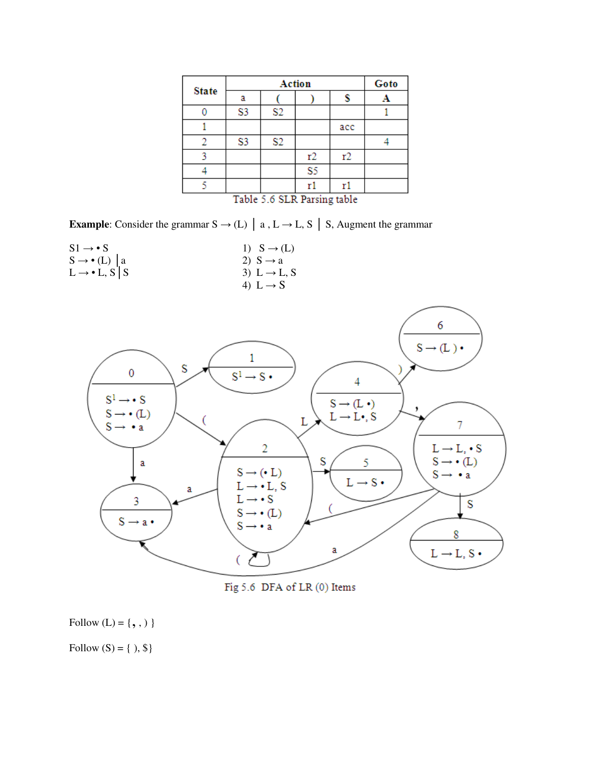| State | Action | | | | Goto |
|---|---|---|---|---|---|
| | a | ( | ) | $ | A |
| 0 | S3 | S2 | | | 1 |
| 1 | | | | acc | |
| 2 | S3 | S2 | | | 4 |
| 3 | | | r2 | r2 | |
| 4 | | | S5 | | |
| 5 | | | r1 | r1 | |

Table 5.6 SLR Parsing table

**Example**: Consider the grammar S → (L) │ a , L → L, S │ S, Augment the grammar

S1 → • S
S → • (L) │a
L → • L, S│S

1) S → (L)
2) S → a
3) L → L, S
4) L → S

Fig 5.6 DFA of LR (0) Items

Follow (L) = {, , ) }

Follow (S) = { ), $}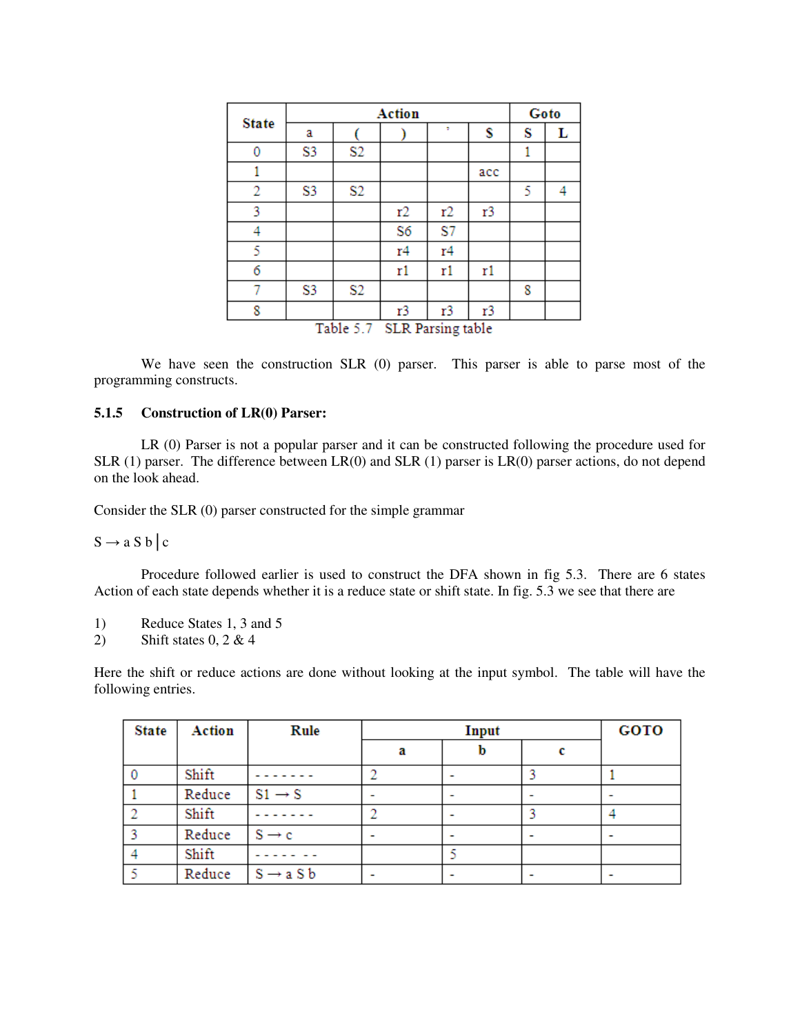| State | Action | | | | | Goto | |
|---|---|---|---|---|---|---|---|
| | a | ( | ) | , | $ | S | L |
| 0 | S3 | S2 | | | | 1 | |
| 1 | | | | | acc | | |
| 2 | S3 | S2 | | | | 5 | 4 |
| 3 | | | r2 | r2 | r3 | | |
| 4 | | | S6 | S7 | | | |
| 5 | | | r4 | r4 | | | |
| 6 | | | r1 | r1 | r1 | | |
| 7 | S3 | S2 | | | | 8 | |
| 8 | | | r3 | r3 | r3 | | |

Table 5.7 SLR Parsing table

We have seen the construction SLR (0) parser. This parser is able to parse most of the programming constructs.

### 5.1.5 Construction of LR(0) Parser:

LR (0) Parser is not a popular parser and it can be constructed following the procedure used for SLR (1) parser. The difference between LR(0) and SLR (1) parser is LR(0) parser actions, do not depend on the look ahead.

Consider the SLR (0) parser constructed for the simple grammar

S → a S b | c

Procedure followed earlier is used to construct the DFA shown in fig 5.3. There are 6 states Action of each state depends whether it is a reduce state or shift state. In fig. 5.3 we see that there are

1) Reduce States 1, 3 and 5
2) Shift states 0, 2 & 4

Here the shift or reduce actions are done without looking at the input symbol. The table will have the following entries.

| State | Action | Rule | Input | | | GOTO |
|---|---|---|---|---|---|---|
| | | | a | b | c | |
| 0 | Shift | - - - - - - - | 2 | - | 3 | 1 |
| 1 | Reduce | S1 → S | - | - | - | - |
| 2 | Shift | - - - - - - - | 2 | - | 3 | 4 |
| 3 | Reduce | S → c | - | - | - | - |
| 4 | Shift | - - - - - - - | | 5 | | |
| 5 | Reduce | S → a S b | - | - | - | - |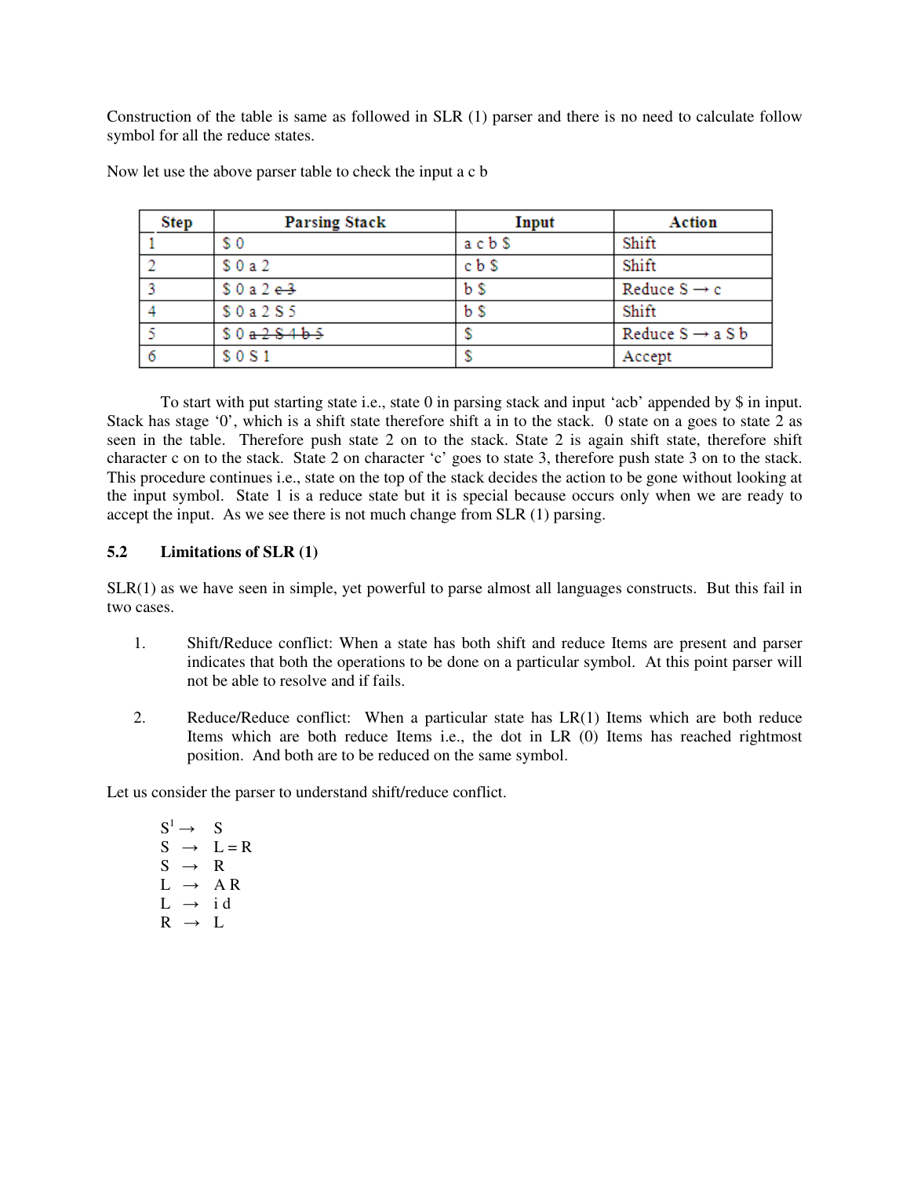Construction of the table is same as followed in SLR (1) parser and there is no need to calculate follow symbol for all the reduce states.

Now let use the above parser table to check the input a c b

| Step | Parsing Stack | Input | Action |
|---|---|---|---|
| 1 | $ 0 | a c b $ | Shift |
| 2 | $ 0 a 2 | c b $ | Shift |
| 3 | $ 0 a 2 ~~c 3~~ | b $ | Reduce S → c |
| 4 | $ 0 a 2 S 5 | b $ | Shift |
| 5 | $ 0 ~~a 2 S 4 b 5~~ | $ | Reduce S → a S b |
| 6 | $ 0 S 1 | $ | Accept |

To start with put starting state i.e., state 0 in parsing stack and input 'acb' appended by $ in input. Stack has stage '0', which is a shift state therefore shift a in to the stack. 0 state on a goes to state 2 as seen in the table. Therefore push state 2 on to the stack. State 2 is again shift state, therefore shift character c on to the stack. State 2 on character 'c' goes to state 3, therefore push state 3 on to the stack. This procedure continues i.e., state on the top of the stack decides the action to be gone without looking at the input symbol. State 1 is a reduce state but it is special because occurs only when we are ready to accept the input. As we see there is not much change from SLR (1) parsing.

### 5.2 Limitations of SLR (1)

SLR(1) as we have seen in simple, yet powerful to parse almost all languages constructs. But this fail in two cases.

1. Shift/Reduce conflict: When a state has both shift and reduce Items are present and parser indicates that both the operations to be done on a particular symbol. At this point parser will not be able to resolve and if fails.

2. Reduce/Reduce conflict: When a particular state has LR(1) Items which are both reduce Items which are both reduce Items i.e., the dot in LR (0) Items has reached rightmost position. And both are to be reduced on the same symbol.

Let us consider the parser to understand shift/reduce conflict.

$S^1$ → S
S → L = R
S → R
L → A R
L → i d
R → L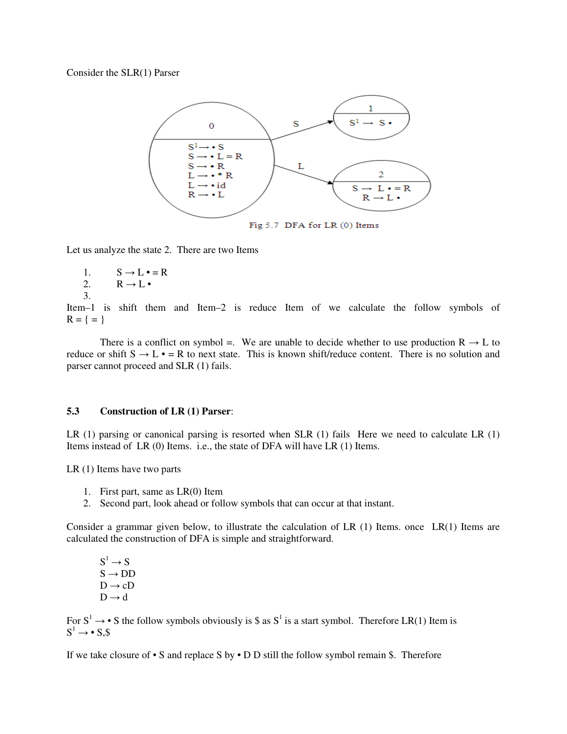Consider the SLR(1) Parser

Fig 5.7 DFA for LR (0) Items

Let us analyze the state 2. There are two Items

1. S → L • = R
2. R → L •
3. 

Item–1 is shift them and Item–2 is reduce Item of we calculate the follow symbols of R = { = }

There is a conflict on symbol =. We are unable to decide whether to use production R → L to reduce or shift S → L • = R to next state. This is known shift/reduce content. There is no solution and parser cannot proceed and SLR (1) fails.

### 5.3 Construction of LR (1) Parser:

LR (1) parsing or canonical parsing is resorted when SLR (1) fails Here we need to calculate LR (1) Items instead of LR (0) Items. i.e., the state of DFA will have LR (1) Items.

LR (1) Items have two parts

1. First part, same as LR(0) Item
2. Second part, look ahead or follow symbols that can occur at that instant.

Consider a grammar given below, to illustrate the calculation of LR (1) Items. once LR(1) Items are calculated the construction of DFA is simple and straightforward.

$S^1$ → S
S → DD
D → cD
D → d

For $S^1$ → • S the follow symbols obviously is $ as $S^1$ is a start symbol. Therefore LR(1) Item is
$S^1$ → • S,$

If we take closure of • S and replace S by • D D still the follow symbol remain $. Therefore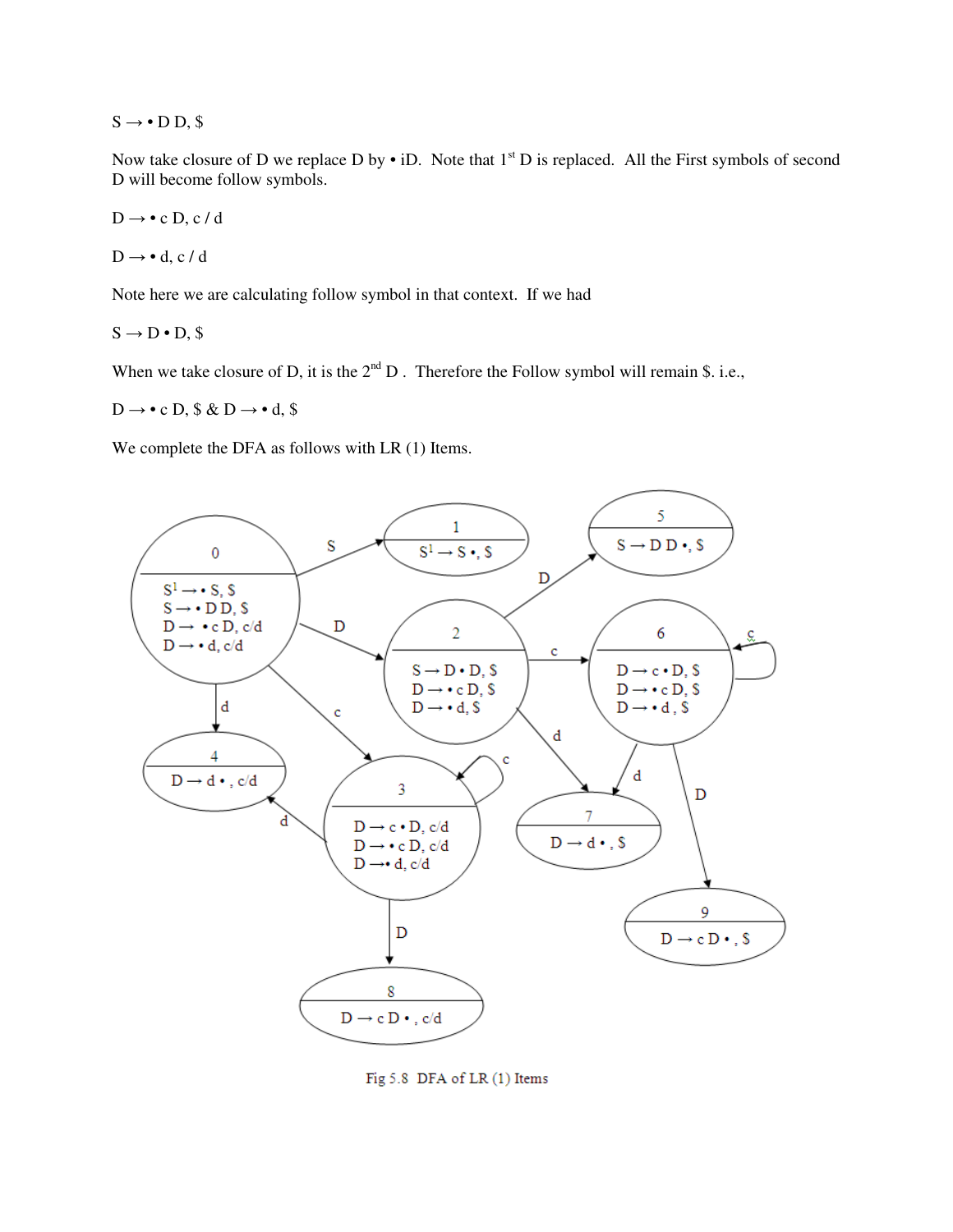S → • D D, $

Now take closure of D we replace D by • iD. Note that 1st D is replaced. All the First symbols of second D will become follow symbols.

D → • c D, c / d

D → • d, c / d

Note here we are calculating follow symbol in that context. If we had

S → D • D, $

When we take closure of D, it is the 2nd D . Therefore the Follow symbol will remain $. i.e.,

D → • c D, $ & D → • d, $

We complete the DFA as follows with LR (1) Items.

Fig 5.8 DFA of LR (1) Items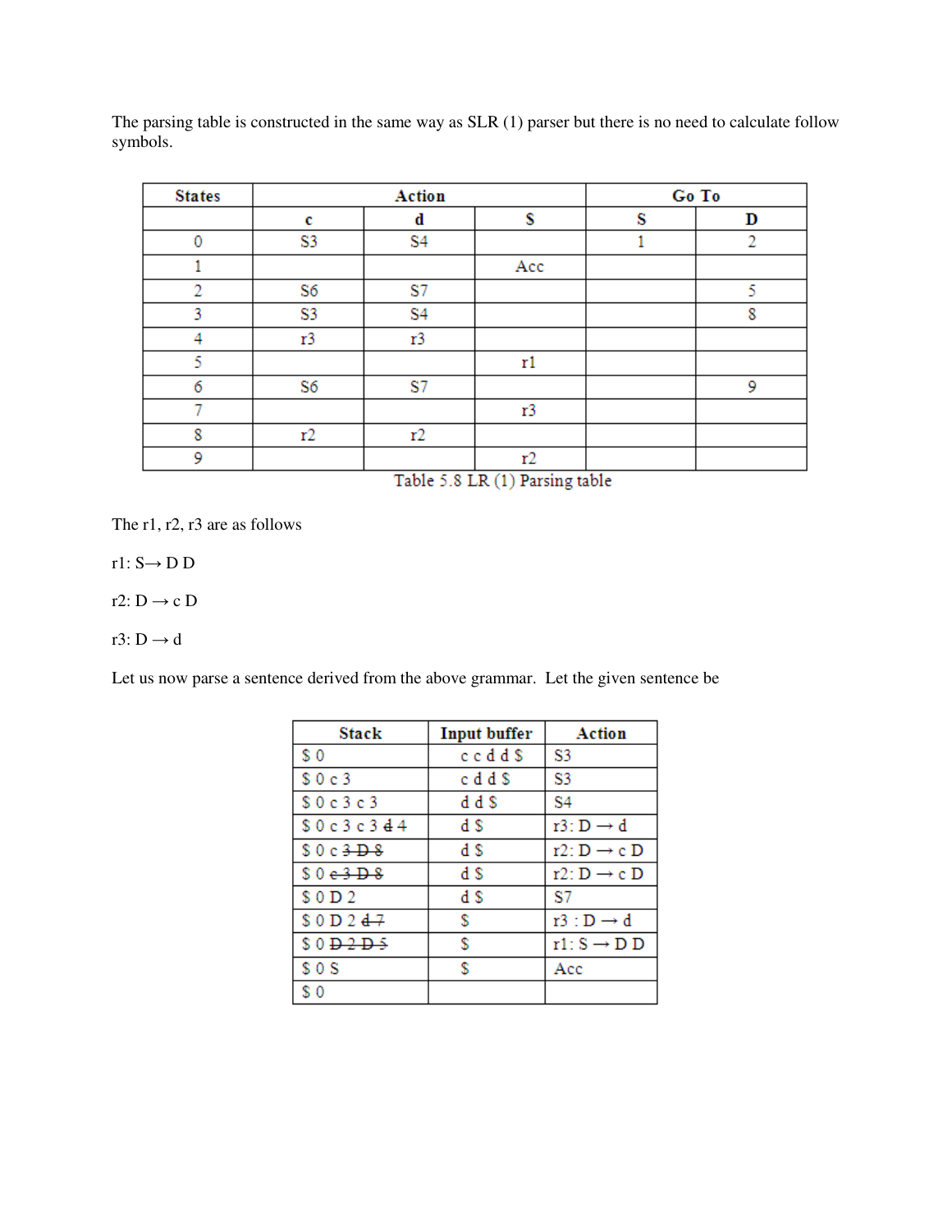The parsing table is constructed in the same way as SLR (1) parser but there is no need to calculate follow symbols.

| States | Action | | | Go To | |
|---|---|---|---|---|---|
| | c | d | $ | S | D |
| 0 | S3 | S4 | | 1 | 2 |
| 1 | | | Acc | | |
| 2 | S6 | S7 | | | 5 |
| 3 | S3 | S4 | | | 8 |
| 4 | r3 | r3 | | | |
| 5 | | | r1 | | |
| 6 | S6 | S7 | | | 9 |
| 7 | | | r3 | | |
| 8 | r2 | r2 | | | |
| 9 | | | r2 | | |

Table 5.8 LR (1) Parsing table

The r1, r2, r3 are as follows

r1: S→ D D

r2: D → c D

r3: D → d

Let us now parse a sentence derived from the above grammar. Let the given sentence be

| Stack | Input buffer | Action |
|---|---|---|
| $ 0 | c c d d $ | S3 |
| $ 0 c 3 | c d d $ | S3 |
| $ 0 c 3 c 3 | d d $ | S4 |
| $ 0 c 3 c 3 ~~d~~ 4 | d $ | r3: D → d |
| $ 0 c ~~3 D 8~~ | d $ | r2: D → c D |
| $ 0 ~~c 3 D 8~~ | d $ | r2: D → c D |
| $ 0 D 2 | d $ | S7 |
| $ 0 D 2 ~~d 7~~ | $ | r3 : D → d |
| $ 0 ~~D 2 D 5~~ | $ | r1: S → D D |
| $ 0 S | $ | Acc |
| $ 0 | | |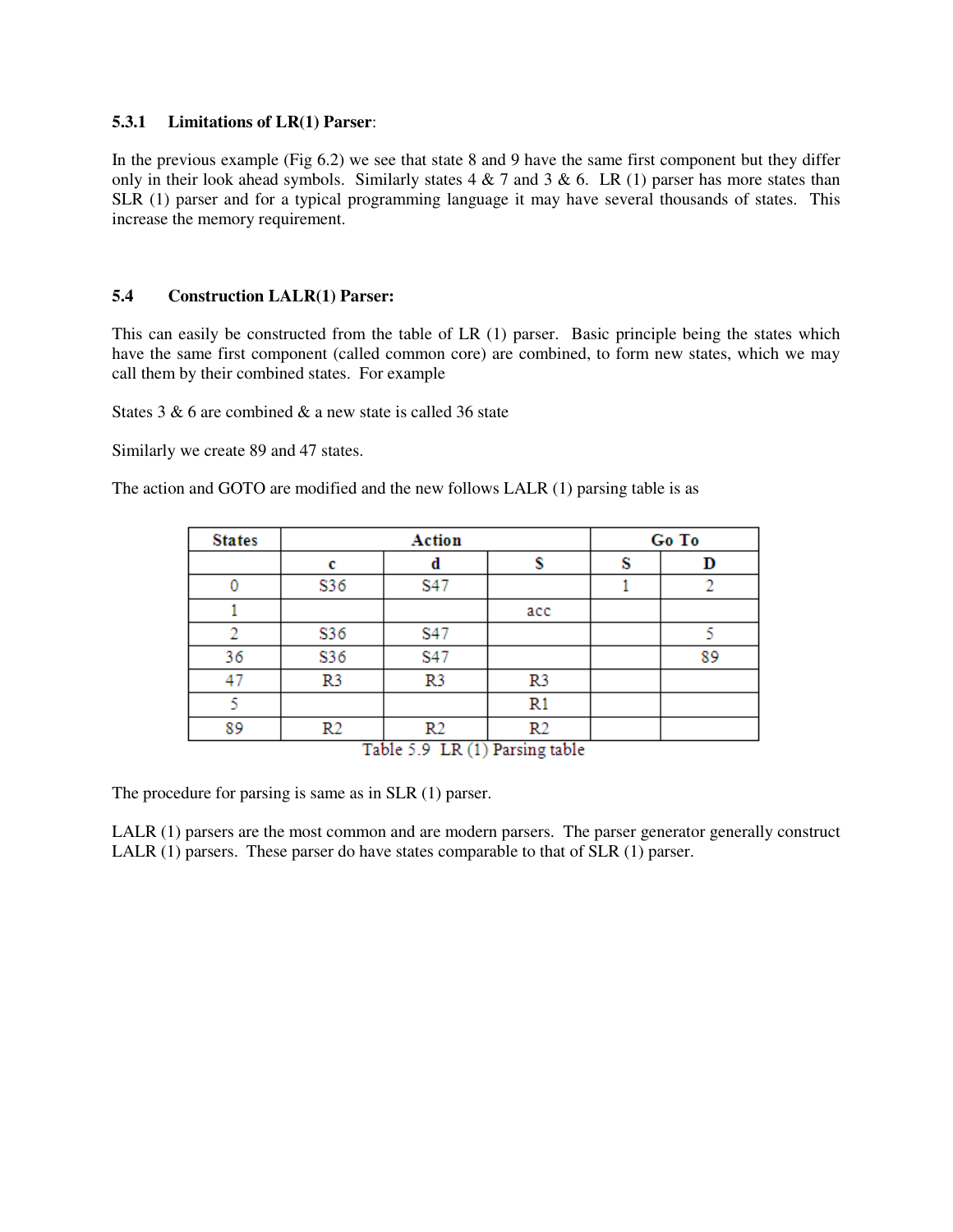### 5.3.1 Limitations of LR(1) Parser:

In the previous example (Fig 6.2) we see that state 8 and 9 have the same first component but they differ only in their look ahead symbols. Similarly states 4 & 7 and 3 & 6. LR (1) parser has more states than SLR (1) parser and for a typical programming language it may have several thousands of states. This increase the memory requirement.

## 5.4 Construction LALR(1) Parser:

This can easily be constructed from the table of LR (1) parser. Basic principle being the states which have the same first component (called common core) are combined, to form new states, which we may call them by their combined states. For example

States 3 & 6 are combined & a new state is called 36 state

Similarly we create 89 and 47 states.

The action and GOTO are modified and the new follows LALR (1) parsing table is as

| States | Action | | | Go To | |
|---|---|---|---|---|---|
| | c | d | $ | S | D |
| 0 | S36 | S47 | | 1 | 2 |
| 1 | | | acc | | |
| 2 | S36 | S47 | | | 5 |
| 36 | S36 | S47 | | | 89 |
| 47 | R3 | R3 | R3 | | |
| 5 | | | R1 | | |
| 89 | R2 | R2 | R2 | | |

Table 5.9 LR (1) Parsing table

The procedure for parsing is same as in SLR (1) parser.

LALR (1) parsers are the most common and are modern parsers. The parser generator generally construct LALR (1) parsers. These parser do have states comparable to that of SLR (1) parser.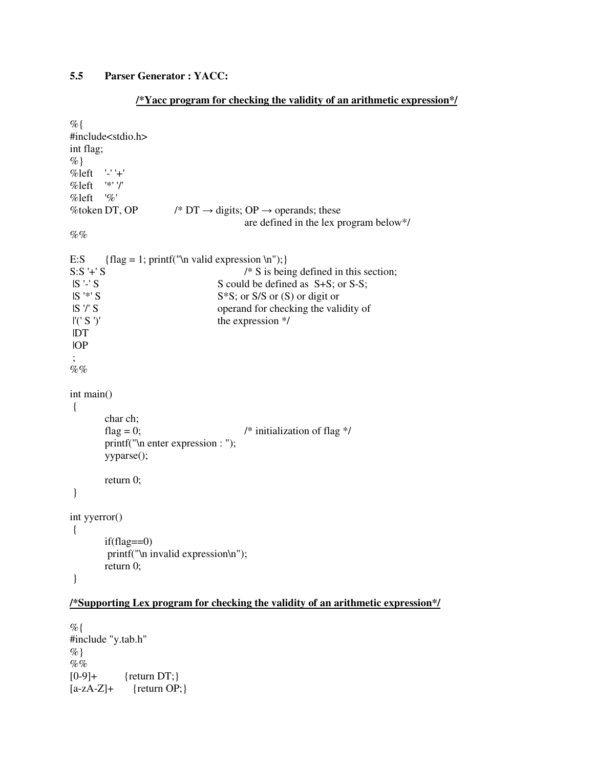### 5.5 Parser Generator : YACC:

**/\*Yacc program for checking the validity of an arithmetic expression\*/**

```
%{
#include<stdio.h>
int flag;
%}
%left    '-' '+'
%left    '*' '/'
%left    '%'
%token DT, OP            /* DT → digits; OP → operands; these
                                        are defined in the lex program below*/
%%

E:S      {flag = 1; printf("\n valid expression \n");}
S:S '+' S                                /* S is being defined in this section;
 |S '-' S                          S could be defined as  S+S; or S-S;
 |S '*' S                          S*S; or S/S or (S) or digit or
 |S '/' S                          operand for checking the validity of
 |'(' S ')'                        the expression */
 |DT
 |OP
 ;
%%

int main()
 {
        char ch;
        flag = 0;                          /* initialization of flag */
        printf("\n enter expression : ");
        yyparse();

        return 0;
 }

int yyerror()
 {
        if(flag==0)
         printf("\n invalid expression\n");
        return 0;
 }
```

**/\*Supporting Lex program for checking the validity of an arithmetic expression\*/**

```
%{
#include "y.tab.h"
%}
%%
[0-9]+        {return DT;}
[a-zA-Z]+      {return OP;}
```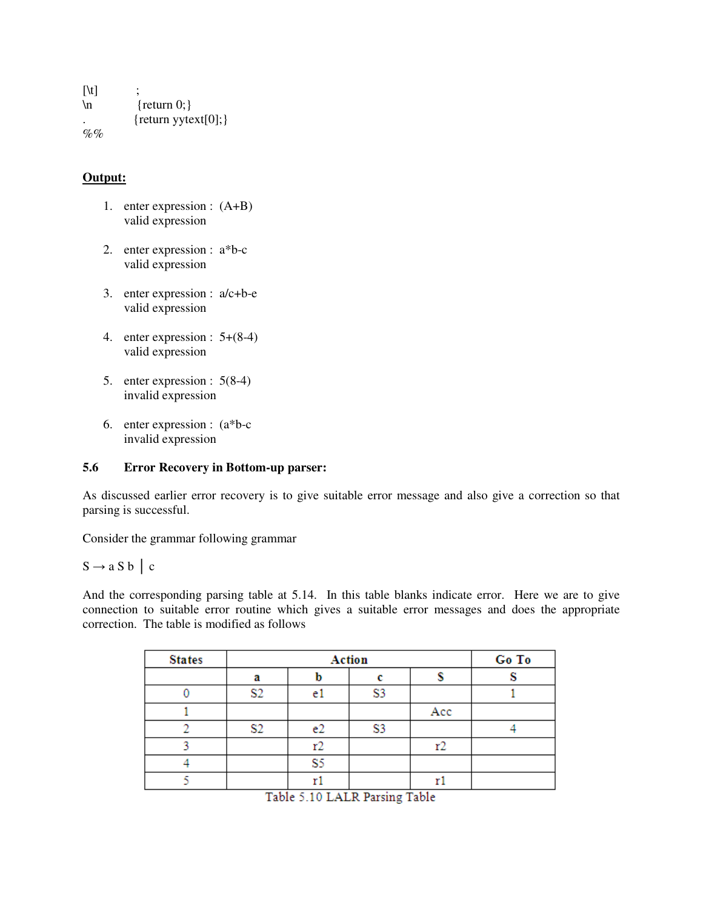```
[\t]        ;
\n          {return 0;}
.           {return yytext[0];}
%%
```

**Output:**

1. enter expression : (A+B)
   valid expression

2. enter expression : a*b-c
   valid expression

3. enter expression : a/c+b-e
   valid expression

4. enter expression : 5+(8-4)
   valid expression

5. enter expression : 5(8-4)
   invalid expression

6. enter expression : (a*b-c
   invalid expression

### 5.6 Error Recovery in Bottom-up parser:

As discussed earlier error recovery is to give suitable error message and also give a correction so that parsing is successful.

Consider the grammar following grammar

$S \rightarrow a\,S\,b \mid c$

And the corresponding parsing table at 5.14. In this table blanks indicate error. Here we are to give connection to suitable error routine which gives a suitable error messages and does the appropriate correction. The table is modified as follows

| States | Action | | | | Go To |
|---|---|---|---|---|---|
| | a | b | c | $ | S |
| 0 | S2 | e1 | S3 | | 1 |
| 1 | | | | Acc | |
| 2 | S2 | e2 | S3 | | 4 |
| 3 | | r2 | | r2 | |
| 4 | | S5 | | | |
| 5 | | r1 | | r1 | |

Table 5.10 LALR Parsing Table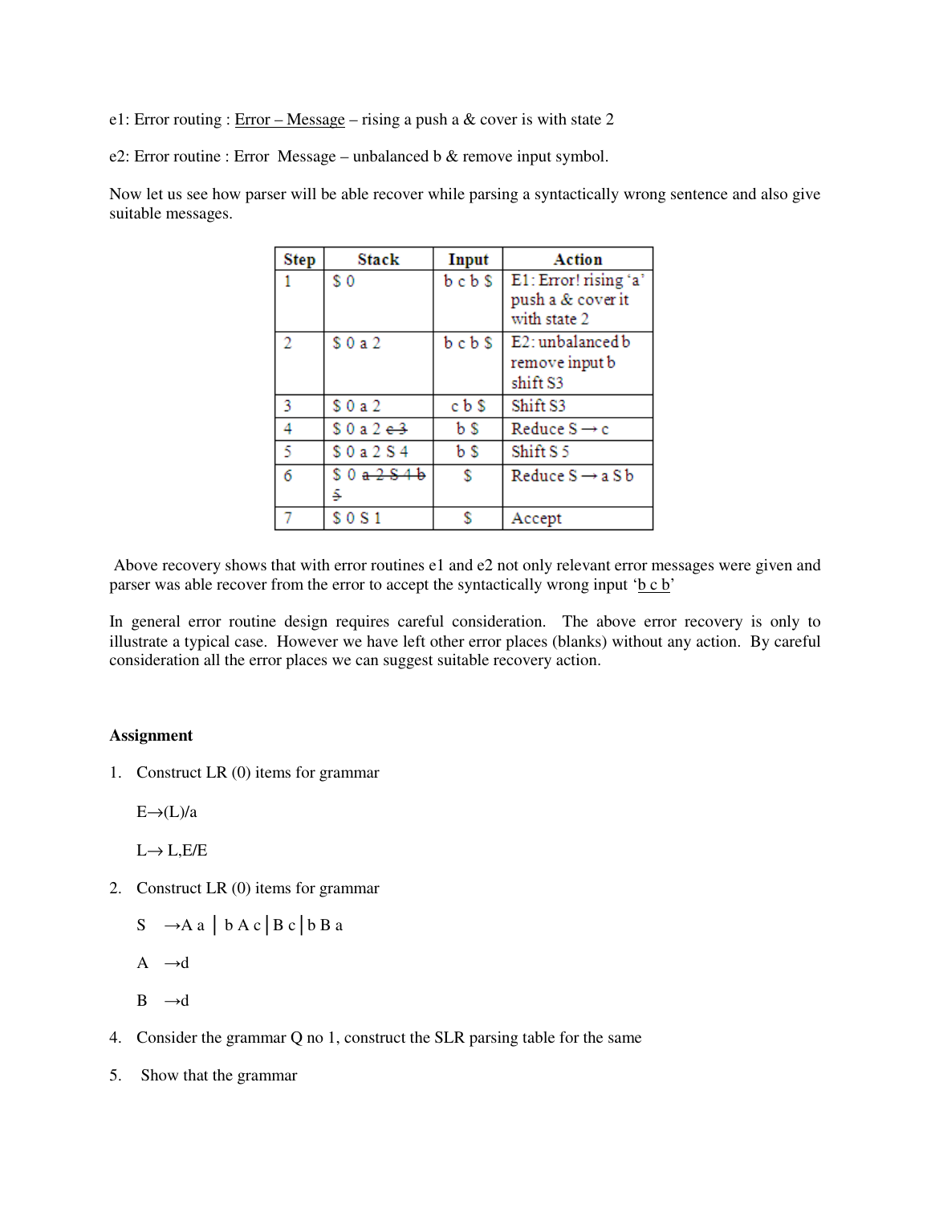e1: Error routing : Error – Message – rising a push a & cover is with state 2

e2: Error routine : Error  Message – unbalanced b & remove input symbol.

Now let us see how parser will be able recover while parsing a syntactically wrong sentence and also give suitable messages.

| Step | Stack | Input | Action |
|---|---|---|---|
| 1 | $ 0 | b c b $ | E1: Error! rising 'a' push a & cover it with state 2 |
| 2 | $ 0 a 2 | b c b $ | E2: unbalanced b remove input b shift S3 |
| 3 | $ 0 a 2 | c b $ | Shift S3 |
| 4 | $ 0 a 2 ~~c 3~~ | b $ | Reduce S → c |
| 5 | $ 0 a 2 S 4 | b $ | Shift S 5 |
| 6 | $ 0 ~~a 2 S 4 b 5~~ | $ | Reduce S → a S b |
| 7 | $ 0 S 1 | $ | Accept |

Above recovery shows that with error routines e1 and e2 not only relevant error messages were given and parser was able recover from the error to accept the syntactically wrong input 'b c b'

In general error routine design requires careful consideration.  The above error recovery is only to illustrate a typical case.  However we have left other error places (blanks) without any action.  By careful consideration all the error places we can suggest suitable recovery action.

**Assignment**

1. Construct LR (0) items for grammar

   E→(L)/a

   L→ L,E/E

2. Construct LR (0) items for grammar

   S  →A a | b A c | B c | b B a

   A  →d

   B  →d

4. Consider the grammar Q no 1, construct the SLR parsing table for the same

5. Show that the grammar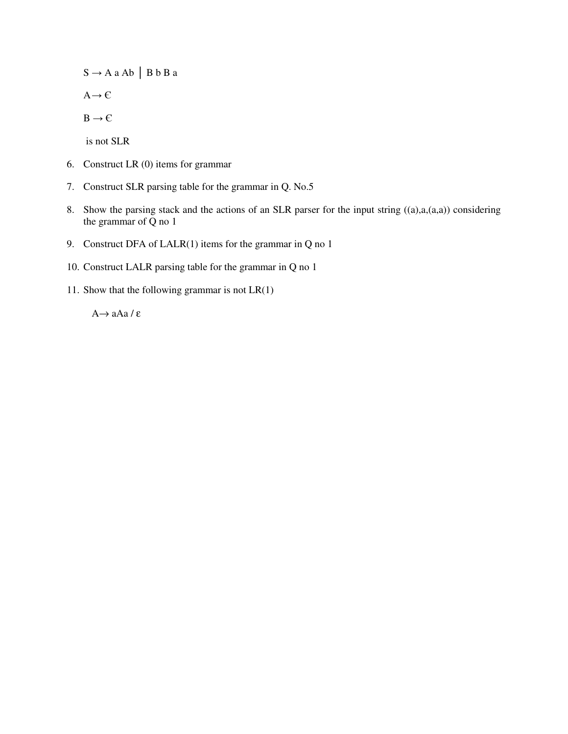$S \rightarrow A\ a\ Ab \mid B\ b\ B\ a$

$A \rightarrow \epsilon$

$B \rightarrow \epsilon$

is not SLR

6. Construct LR (0) items for grammar
7. Construct SLR parsing table for the grammar in Q. No.5
8. Show the parsing stack and the actions of an SLR parser for the input string ((a),a,(a,a)) considering the grammar of Q no 1
9. Construct DFA of LALR(1) items for the grammar in Q no 1
10. Construct LALR parsing table for the grammar in Q no 1
11. Show that the following grammar is not LR(1)

    $A \rightarrow aAa\ /\ \varepsilon$